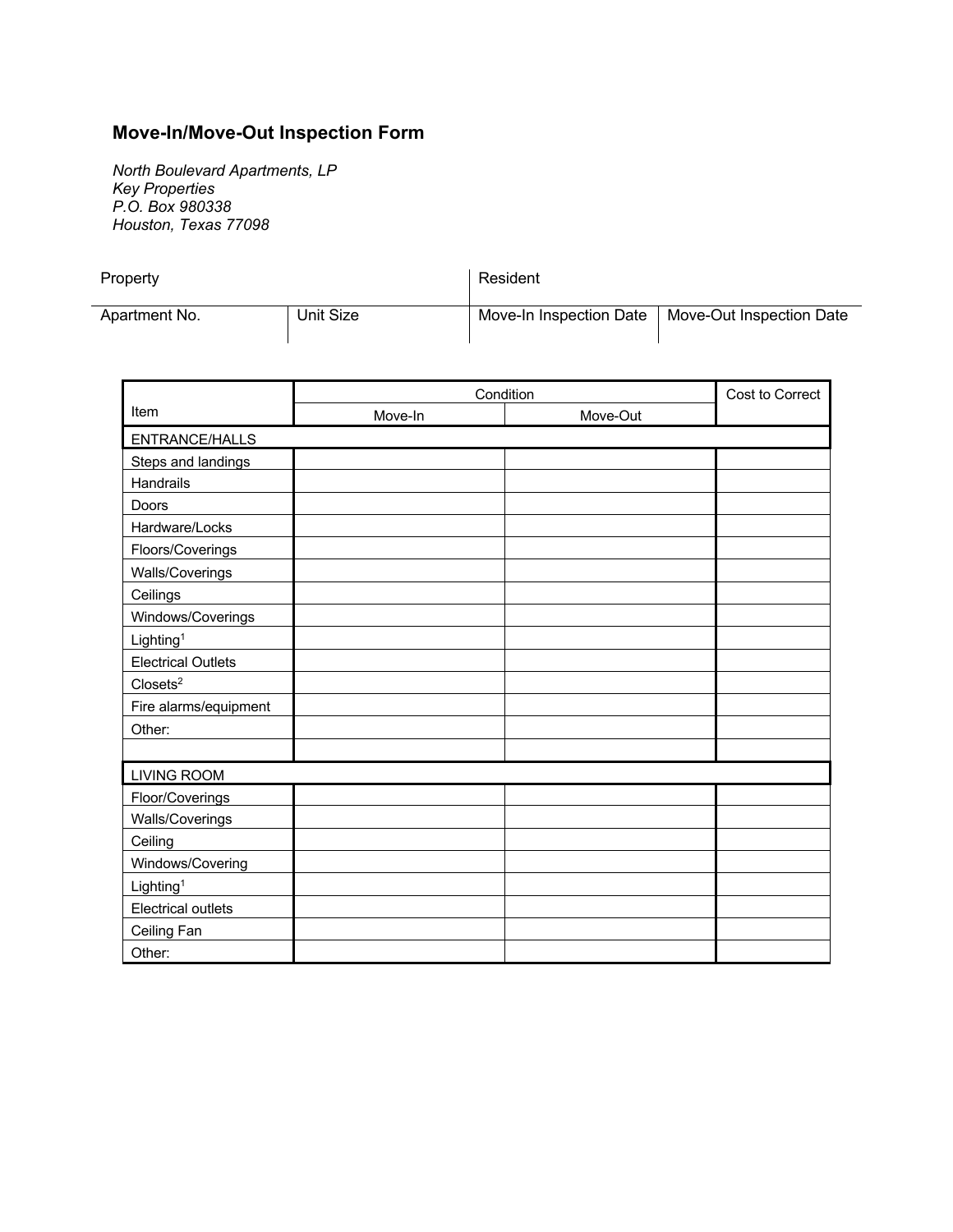# Move-In/Move-Out Inspection Form

*North Boulevard Apartments, LP*
*Key Properties*
*P.O. Box 980338*
*Houston, Texas 77098*

| Property | | Resident | |
|---|---|---|---|
| Apartment No. | Unit Size | Move-In Inspection Date | Move-Out Inspection Date |

| Item | Condition | | Cost to Correct |
|---|---|---|---|
| | Move-In | Move-Out | |
| ENTRANCE/HALLS | | | |
| Steps and landings | | | |
| Handrails | | | |
| Doors | | | |
| Hardware/Locks | | | |
| Floors/Coverings | | | |
| Walls/Coverings | | | |
| Ceilings | | | |
| Windows/Coverings | | | |
| Lighting[1] | | | |
| Electrical Outlets | | | |
| Closets[2] | | | |
| Fire alarms/equipment | | | |
| Other: | | | |
| | | | |
| LIVING ROOM | | | |
| Floor/Coverings | | | |
| Walls/Coverings | | | |
| Ceiling | | | |
| Windows/Covering | | | |
| Lighting[1] | | | |
| Electrical outlets | | | |
| Ceiling Fan | | | |
| Other: | | | |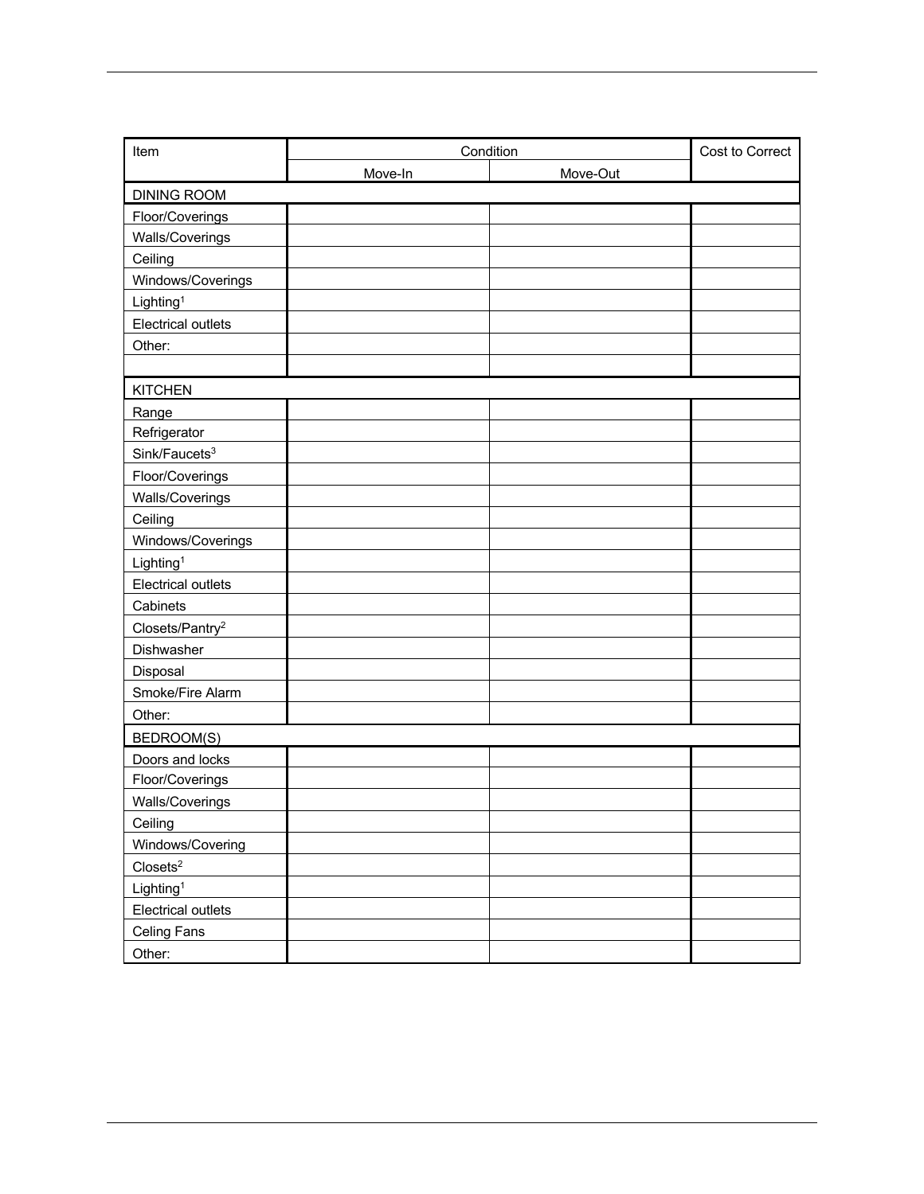| Item | Condition | | Cost to Correct |
| --- | --- | --- | --- |
| | Move-In | Move-Out | |
| DINING ROOM | | | |
| Floor/Coverings | | | |
| Walls/Coverings | | | |
| Ceiling | | | |
| Windows/Coverings | | | |
| Lighting[1] | | | |
| Electrical outlets | | | |
| Other: | | | |
| | | | |
| KITCHEN | | | |
| Range | | | |
| Refrigerator | | | |
| Sink/Faucets[3] | | | |
| Floor/Coverings | | | |
| Walls/Coverings | | | |
| Ceiling | | | |
| Windows/Coverings | | | |
| Lighting[1] | | | |
| Electrical outlets | | | |
| Cabinets | | | |
| Closets/Pantry[2] | | | |
| Dishwasher | | | |
| Disposal | | | |
| Smoke/Fire Alarm | | | |
| Other: | | | |
| BEDROOM(S) | | | |
| Doors and locks | | | |
| Floor/Coverings | | | |
| Walls/Coverings | | | |
| Ceiling | | | |
| Windows/Covering | | | |
| Closets[2] | | | |
| Lighting[1] | | | |
| Electrical outlets | | | |
| Celing Fans | | | |
| Other: | | | |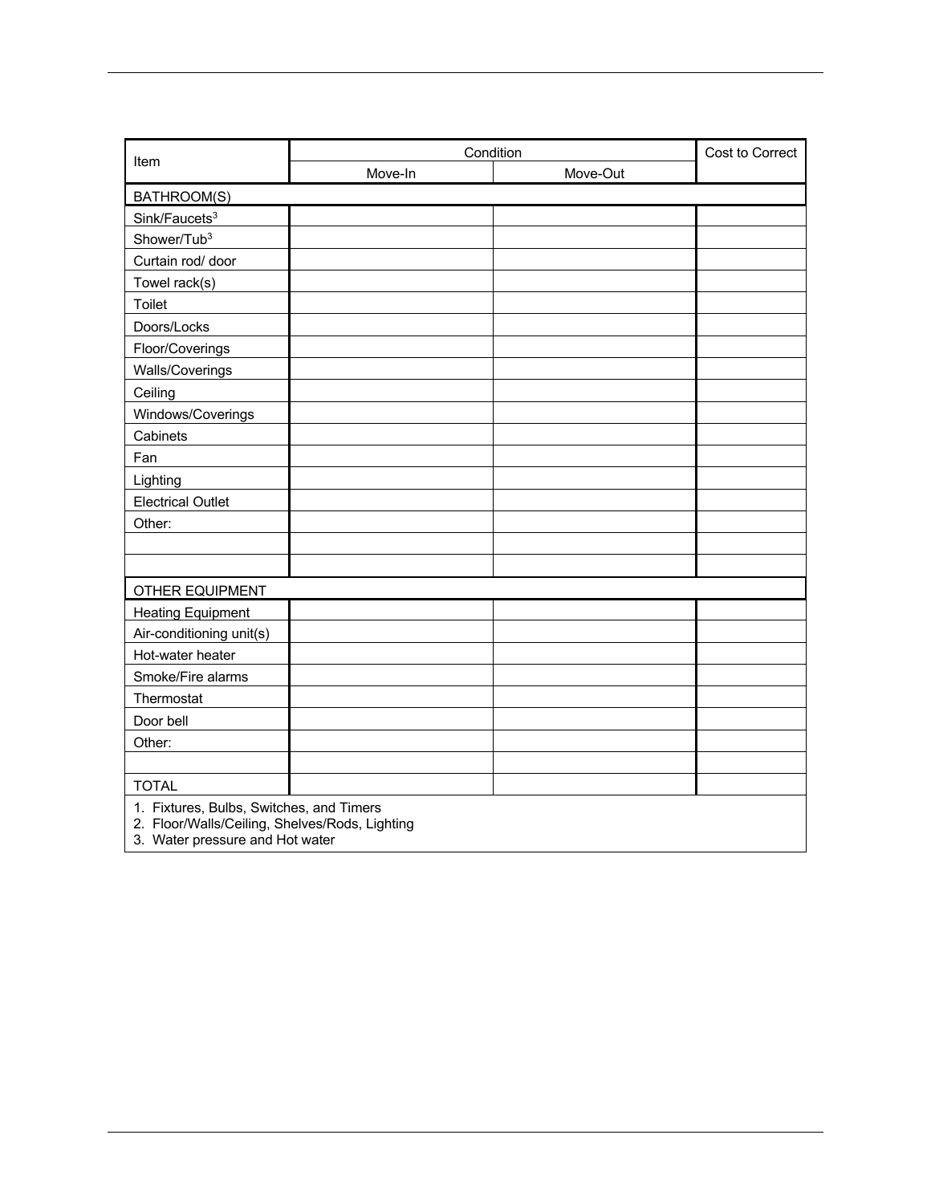| Item | Condition | | Cost to Correct |
|---|---|---|---|
| | Move-In | Move-Out | |
| BATHROOM(S) | | | |
| Sink/Faucets[3] | | | |
| Shower/Tub[3] | | | |
| Curtain rod/ door | | | |
| Towel rack(s) | | | |
| Toilet | | | |
| Doors/Locks | | | |
| Floor/Coverings | | | |
| Walls/Coverings | | | |
| Ceiling | | | |
| Windows/Coverings | | | |
| Cabinets | | | |
| Fan | | | |
| Lighting | | | |
| Electrical Outlet | | | |
| Other: | | | |
| | | | |
| | | | |
| OTHER EQUIPMENT | | | |
| Heating Equipment | | | |
| Air-conditioning unit(s) | | | |
| Hot-water heater | | | |
| Smoke/Fire alarms | | | |
| Thermostat | | | |
| Door bell | | | |
| Other: | | | |
| | | | |
| TOTAL | | | |

1. Fixtures, Bulbs, Switches, and Timers
2. Floor/Walls/Ceiling, Shelves/Rods, Lighting
3. Water pressure and Hot water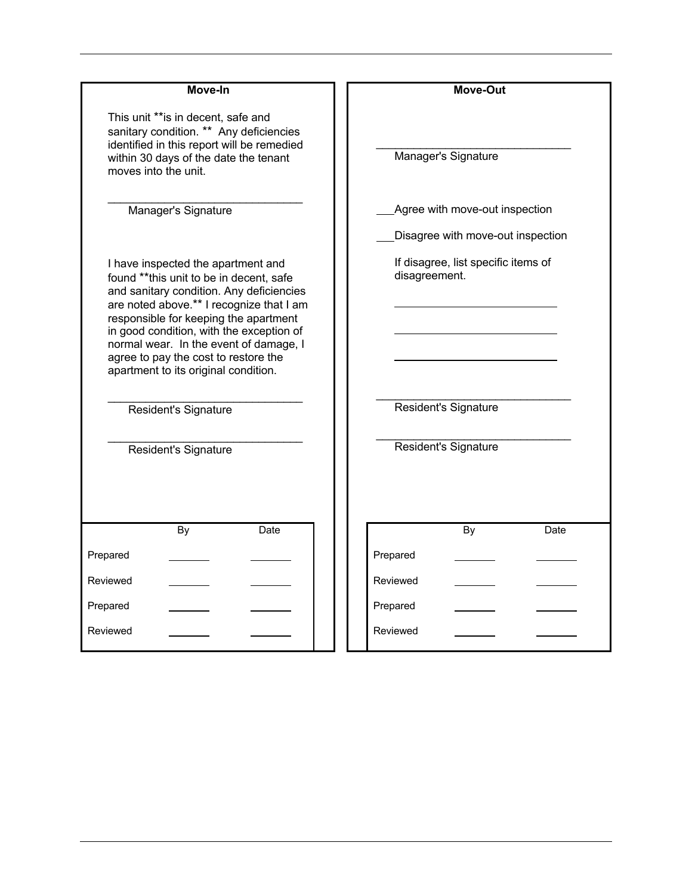## Move-In

This unit **is in decent, safe and sanitary condition.** Any deficiencies identified in this report will be remedied within 30 days of the date the tenant moves into the unit.

______________________________
Manager's Signature

I have inspected the apartment and found **this unit to be in decent, safe and sanitary condition. Any deficiencies are noted above.** I recognize that I am responsible for keeping the apartment in good condition, with the exception of normal wear. In the event of damage, I agree to pay the cost to restore the apartment to its original condition.

______________________________
Resident's Signature

______________________________
Resident's Signature

| | By | Date |
|---|---|---|
| Prepared | _______ | _______ |
| Reviewed | _______ | _______ |
| Prepared | _______ | _______ |
| Reviewed | _______ | _______ |

## Move-Out

______________________________
Manager's Signature

___Agree with move-out inspection

___Disagree with move-out inspection

If disagree, list specific items of disagreement.

_________________________

_________________________

_________________________

______________________________
Resident's Signature

______________________________
Resident's Signature

| | By | Date |
|---|---|---|
| Prepared | _______ | _______ |
| Reviewed | _______ | _______ |
| Prepared | _______ | _______ |
| Reviewed | _______ | _______ |